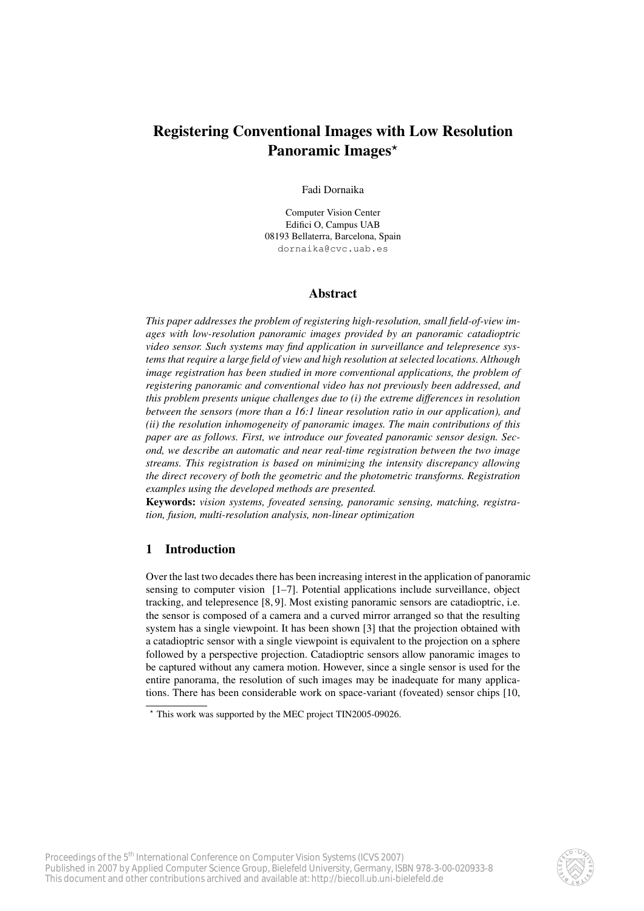# Registering Conventional Images with Low Resolution Panoramic Images*

Fadi Dornaika

Computer Vision Center
Edifici O, Campus UAB
08193 Bellaterra, Barcelona, Spain
dornaika@cvc.uab.es

## Abstract

*This paper addresses the problem of registering high-resolution, small field-of-view images with low-resolution panoramic images provided by an panoramic catadioptric video sensor. Such systems may find application in surveillance and telepresence systems that require a large field of view and high resolution at selected locations. Although image registration has been studied in more conventional applications, the problem of registering panoramic and conventional video has not previously been addressed, and this problem presents unique challenges due to (i) the extreme differences in resolution between the sensors (more than a 16:1 linear resolution ratio in our application), and (ii) the resolution inhomogeneity of panoramic images. The main contributions of this paper are as follows. First, we introduce our foveated panoramic sensor design. Second, we describe an automatic and near real-time registration between the two image streams. This registration is based on minimizing the intensity discrepancy allowing the direct recovery of both the geometric and the photometric transforms. Registration examples using the developed methods are presented.*

**Keywords:** *vision systems, foveated sensing, panoramic sensing, matching, registration, fusion, multi-resolution analysis, non-linear optimization*

## 1 Introduction

Over the last two decades there has been increasing interest in the application of panoramic sensing to computer vision [1–7]. Potential applications include surveillance, object tracking, and telepresence [8, 9]. Most existing panoramic sensors are catadioptric, i.e. the sensor is composed of a camera and a curved mirror arranged so that the resulting system has a single viewpoint. It has been shown [3] that the projection obtained with a catadioptric sensor with a single viewpoint is equivalent to the projection on a sphere followed by a perspective projection. Catadioptric sensors allow panoramic images to be captured without any camera motion. However, since a single sensor is used for the entire panorama, the resolution of such images may be inadequate for many applications. There has been considerable work on space-variant (foveated) sensor chips [10,

* This work was supported by the MEC project TIN2005-09026.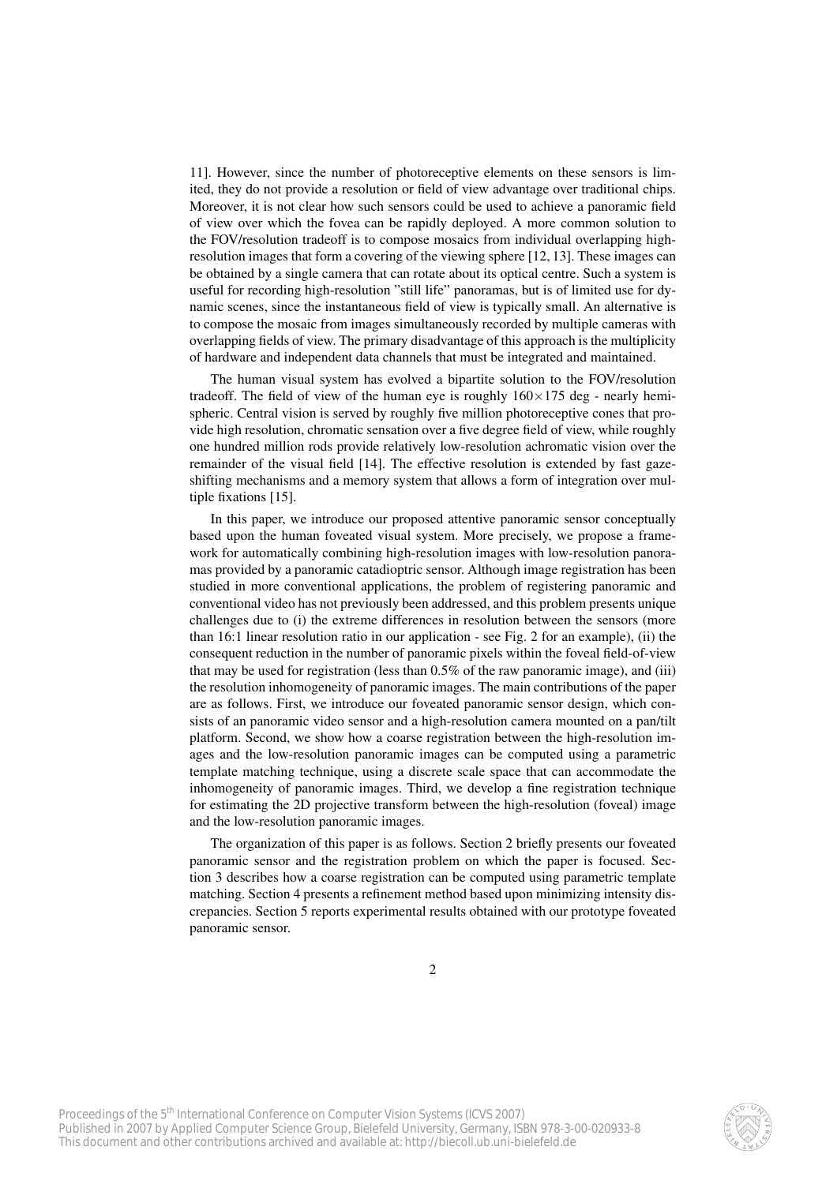11]. However, since the number of photoreceptive elements on these sensors is limited, they do not provide a resolution or field of view advantage over traditional chips. Moreover, it is not clear how such sensors could be used to achieve a panoramic field of view over which the fovea can be rapidly deployed. A more common solution to the FOV/resolution tradeoff is to compose mosaics from individual overlapping high-resolution images that form a covering of the viewing sphere [12, 13]. These images can be obtained by a single camera that can rotate about its optical centre. Such a system is useful for recording high-resolution "still life" panoramas, but is of limited use for dynamic scenes, since the instantaneous field of view is typically small. An alternative is to compose the mosaic from images simultaneously recorded by multiple cameras with overlapping fields of view. The primary disadvantage of this approach is the multiplicity of hardware and independent data channels that must be integrated and maintained.

The human visual system has evolved a bipartite solution to the FOV/resolution tradeoff. The field of view of the human eye is roughly $160 \times 175$ deg - nearly hemispheric. Central vision is served by roughly five million photoreceptive cones that provide high resolution, chromatic sensation over a five degree field of view, while roughly one hundred million rods provide relatively low-resolution achromatic vision over the remainder of the visual field [14]. The effective resolution is extended by fast gaze-shifting mechanisms and a memory system that allows a form of integration over multiple fixations [15].

In this paper, we introduce our proposed attentive panoramic sensor conceptually based upon the human foveated visual system. More precisely, we propose a framework for automatically combining high-resolution images with low-resolution panoramas provided by a panoramic catadioptric sensor. Although image registration has been studied in more conventional applications, the problem of registering panoramic and conventional video has not previously been addressed, and this problem presents unique challenges due to (i) the extreme differences in resolution between the sensors (more than 16:1 linear resolution ratio in our application - see Fig. 2 for an example), (ii) the consequent reduction in the number of panoramic pixels within the foveal field-of-view that may be used for registration (less than 0.5% of the raw panoramic image), and (iii) the resolution inhomogeneity of panoramic images. The main contributions of the paper are as follows. First, we introduce our foveated panoramic sensor design, which consists of an panoramic video sensor and a high-resolution camera mounted on a pan/tilt platform. Second, we show how a coarse registration between the high-resolution images and the low-resolution panoramic images can be computed using a parametric template matching technique, using a discrete scale space that can accommodate the inhomogeneity of panoramic images. Third, we develop a fine registration technique for estimating the 2D projective transform between the high-resolution (foveal) image and the low-resolution panoramic images.

The organization of this paper is as follows. Section 2 briefly presents our foveated panoramic sensor and the registration problem on which the paper is focused. Section 3 describes how a coarse registration can be computed using parametric template matching. Section 4 presents a refinement method based upon minimizing intensity discrepancies. Section 5 reports experimental results obtained with our prototype foveated panoramic sensor.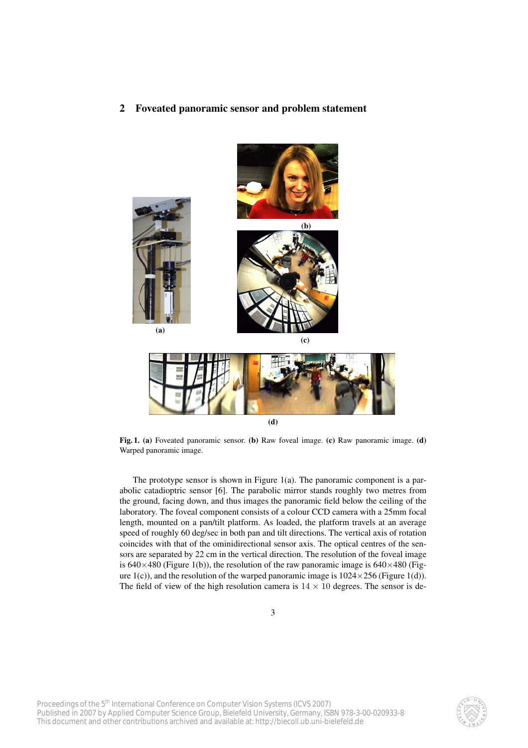## 2 Foveated panoramic sensor and problem statement

(a)

(b)

(c)

(d)

**Fig. 1.** **(a)** Foveated panoramic sensor. **(b)** Raw foveal image. **(c)** Raw panoramic image. **(d)** Warped panoramic image.

The prototype sensor is shown in Figure 1(a). The panoramic component is a parabolic catadioptric sensor [6]. The parabolic mirror stands roughly two metres from the ground, facing down, and thus images the panoramic field below the ceiling of the laboratory. The foveal component consists of a colour CCD camera with a 25mm focal length, mounted on a pan/tilt platform. As loaded, the platform travels at an average speed of roughly 60 deg/sec in both pan and tilt directions. The vertical axis of rotation coincides with that of the ominidirectional sensor axis. The optical centres of the sensors are separated by 22 cm in the vertical direction. The resolution of the foveal image is 640×480 (Figure 1(b)), the resolution of the raw panoramic image is 640×480 (Figure 1(c)), and the resolution of the warped panoramic image is 1024×256 (Figure 1(d)). The field of view of the high resolution camera is $14 \times 10$ degrees. The sensor is de-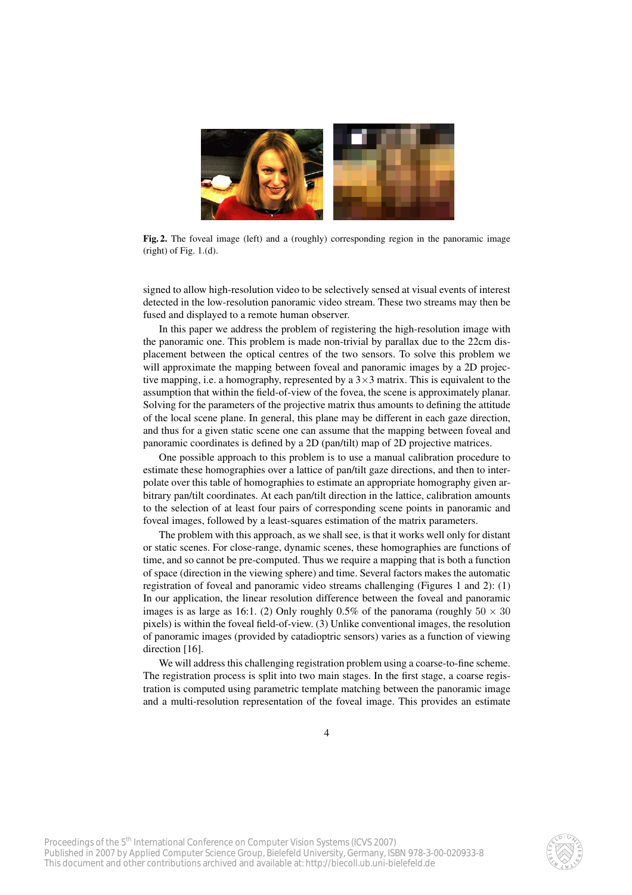**Fig. 2.** The foveal image (left) and a (roughly) corresponding region in the panoramic image (right) of Fig. 1.(d).

signed to allow high-resolution video to be selectively sensed at visual events of interest detected in the low-resolution panoramic video stream. These two streams may then be fused and displayed to a remote human observer.

In this paper we address the problem of registering the high-resolution image with the panoramic one. This problem is made non-trivial by parallax due to the 22cm displacement between the optical centres of the two sensors. To solve this problem we will approximate the mapping between foveal and panoramic images by a 2D projective mapping, i.e. a homography, represented by a $3\times3$ matrix. This is equivalent to the assumption that within the field-of-view of the fovea, the scene is approximately planar. Solving for the parameters of the projective matrix thus amounts to defining the attitude of the local scene plane. In general, this plane may be different in each gaze direction, and thus for a given static scene one can assume that the mapping between foveal and panoramic coordinates is defined by a 2D (pan/tilt) map of 2D projective matrices.

One possible approach to this problem is to use a manual calibration procedure to estimate these homographies over a lattice of pan/tilt gaze directions, and then to interpolate over this table of homographies to estimate an appropriate homography given arbitrary pan/tilt coordinates. At each pan/tilt direction in the lattice, calibration amounts to the selection of at least four pairs of corresponding scene points in panoramic and foveal images, followed by a least-squares estimation of the matrix parameters.

The problem with this approach, as we shall see, is that it works well only for distant or static scenes. For close-range, dynamic scenes, these homographies are functions of time, and so cannot be pre-computed. Thus we require a mapping that is both a function of space (direction in the viewing sphere) and time. Several factors makes the automatic registration of foveal and panoramic video streams challenging (Figures 1 and 2): (1) In our application, the linear resolution difference between the foveal and panoramic images is as large as 16:1. (2) Only roughly 0.5% of the panorama (roughly $50 \times 30$ pixels) is within the foveal field-of-view. (3) Unlike conventional images, the resolution of panoramic images (provided by catadioptric sensors) varies as a function of viewing direction [16].

We will address this challenging registration problem using a coarse-to-fine scheme. The registration process is split into two main stages. In the first stage, a coarse registration is computed using parametric template matching between the panoramic image and a multi-resolution representation of the foveal image. This provides an estimate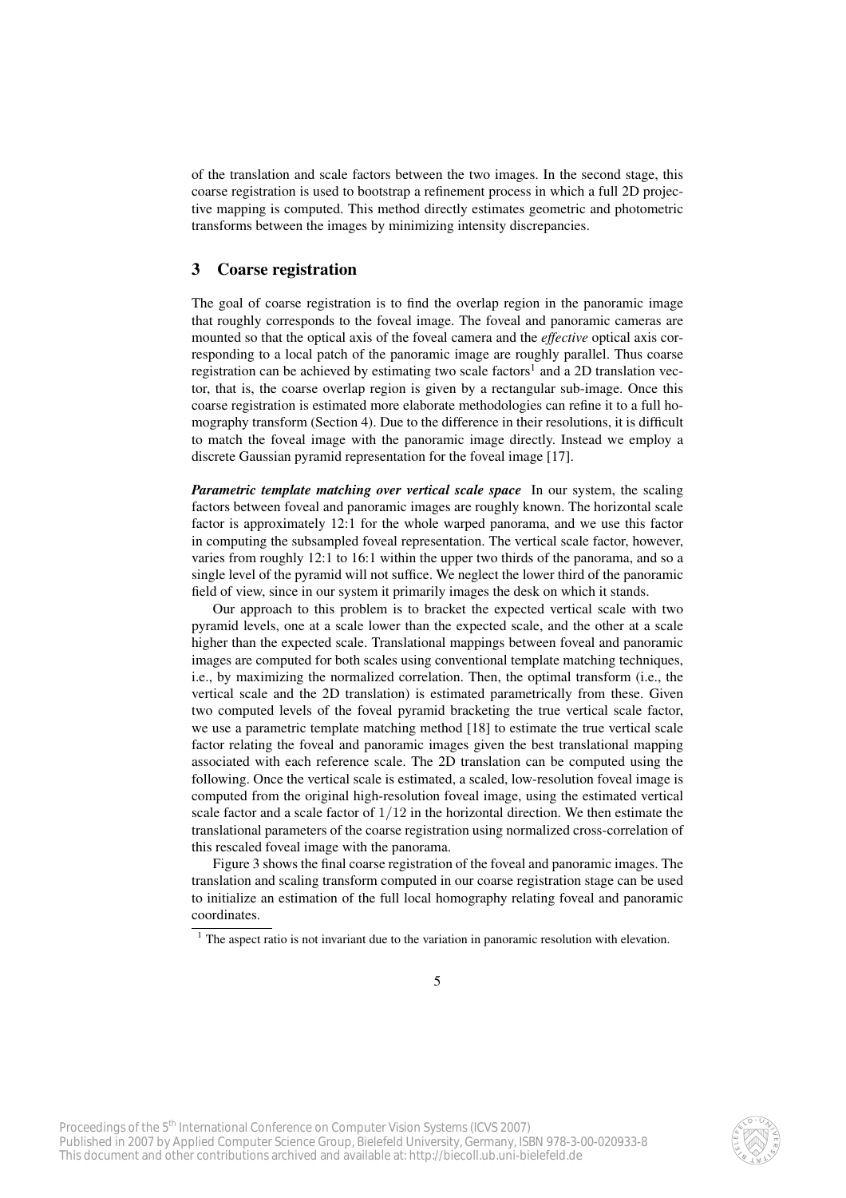of the translation and scale factors between the two images. In the second stage, this coarse registration is used to bootstrap a refinement process in which a full 2D projective mapping is computed. This method directly estimates geometric and photometric transforms between the images by minimizing intensity discrepancies.

## 3 Coarse registration

The goal of coarse registration is to find the overlap region in the panoramic image that roughly corresponds to the foveal image. The foveal and panoramic cameras are mounted so that the optical axis of the foveal camera and the *effective* optical axis corresponding to a local patch of the panoramic image are roughly parallel. Thus coarse registration can be achieved by estimating two scale factors[1] and a 2D translation vector, that is, the coarse overlap region is given by a rectangular sub-image. Once this coarse registration is estimated more elaborate methodologies can refine it to a full homography transform (Section 4). Due to the difference in their resolutions, it is difficult to match the foveal image with the panoramic image directly. Instead we employ a discrete Gaussian pyramid representation for the foveal image [17].

***Parametric template matching over vertical scale space*** In our system, the scaling factors between foveal and panoramic images are roughly known. The horizontal scale factor is approximately 12:1 for the whole warped panorama, and we use this factor in computing the subsampled foveal representation. The vertical scale factor, however, varies from roughly 12:1 to 16:1 within the upper two thirds of the panorama, and so a single level of the pyramid will not suffice. We neglect the lower third of the panoramic field of view, since in our system it primarily images the desk on which it stands.

Our approach to this problem is to bracket the expected vertical scale with two pyramid levels, one at a scale lower than the expected scale, and the other at a scale higher than the expected scale. Translational mappings between foveal and panoramic images are computed for both scales using conventional template matching techniques, i.e., by maximizing the normalized correlation. Then, the optimal transform (i.e., the vertical scale and the 2D translation) is estimated parametrically from these. Given two computed levels of the foveal pyramid bracketing the true vertical scale factor, we use a parametric template matching method [18] to estimate the true vertical scale factor relating the foveal and panoramic images given the best translational mapping associated with each reference scale. The 2D translation can be computed using the following. Once the vertical scale is estimated, a scaled, low-resolution foveal image is computed from the original high-resolution foveal image, using the estimated vertical scale factor and a scale factor of $1/12$ in the horizontal direction. We then estimate the translational parameters of the coarse registration using normalized cross-correlation of this rescaled foveal image with the panorama.

Figure 3 shows the final coarse registration of the foveal and panoramic images. The translation and scaling transform computed in our coarse registration stage can be used to initialize an estimation of the full local homography relating foveal and panoramic coordinates.

[1] The aspect ratio is not invariant due to the variation in panoramic resolution with elevation.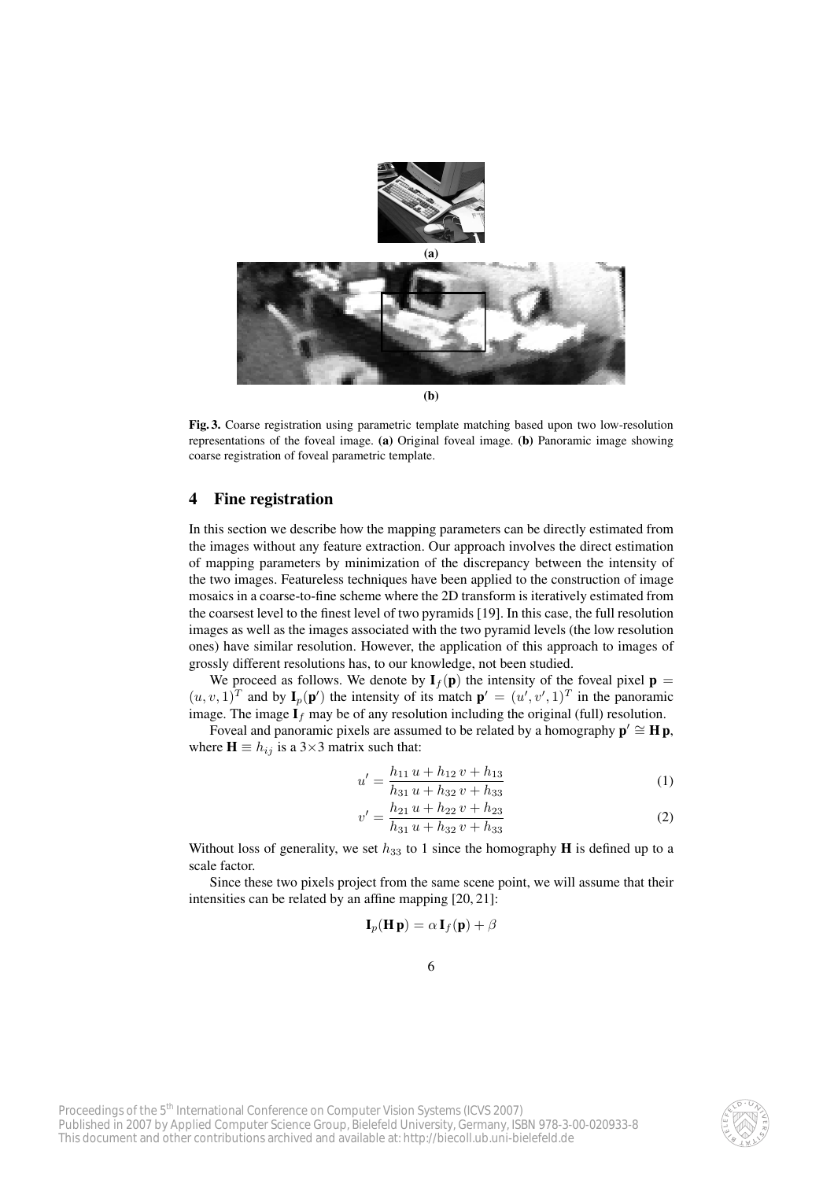(a)

(b)

**Fig. 3.** Coarse registration using parametric template matching based upon two low-resolution representations of the foveal image. **(a)** Original foveal image. **(b)** Panoramic image showing coarse registration of foveal parametric template.

## 4 Fine registration

In this section we describe how the mapping parameters can be directly estimated from the images without any feature extraction. Our approach involves the direct estimation of mapping parameters by minimization of the discrepancy between the intensity of the two images. Featureless techniques have been applied to the construction of image mosaics in a coarse-to-fine scheme where the 2D transform is iteratively estimated from the coarsest level to the finest level of two pyramids [19]. In this case, the full resolution images as well as the images associated with the two pyramid levels (the low resolution ones) have similar resolution. However, the application of this approach to images of grossly different resolutions has, to our knowledge, not been studied.

We proceed as follows. We denote by $\mathbf{I}_f(\mathbf{p})$ the intensity of the foveal pixel $\mathbf{p} = (u, v, 1)^T$ and by $\mathbf{I}_p(\mathbf{p}')$ the intensity of its match $\mathbf{p}' = (u', v', 1)^T$ in the panoramic image. The image $\mathbf{I}_f$ may be of any resolution including the original (full) resolution.

Foveal and panoramic pixels are assumed to be related by a homography $\mathbf{p}' \cong \mathbf{H}\,\mathbf{p}$, where $\mathbf{H} \equiv h_{ij}$ is a $3\times3$ matrix such that:

$$u' = \frac{h_{11}\,u + h_{12}\,v + h_{13}}{h_{31}\,u + h_{32}\,v + h_{33}} \tag{1}$$

$$v' = \frac{h_{21}\,u + h_{22}\,v + h_{23}}{h_{31}\,u + h_{32}\,v + h_{33}} \tag{2}$$

Without loss of generality, we set $h_{33}$ to 1 since the homography $\mathbf{H}$ is defined up to a scale factor.

Since these two pixels project from the same scene point, we will assume that their intensities can be related by an affine mapping [20, 21]:

$$\mathbf{I}_p(\mathbf{H}\,\mathbf{p}) = \alpha\,\mathbf{I}_f(\mathbf{p}) + \beta$$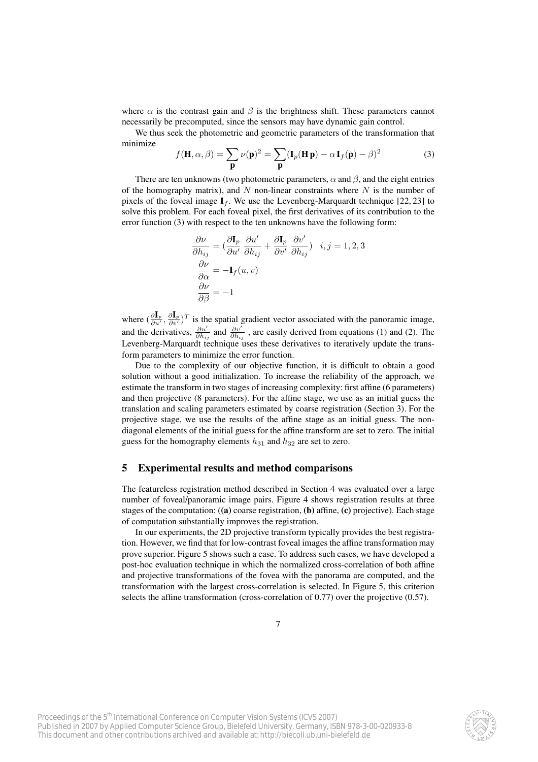where $\alpha$ is the contrast gain and $\beta$ is the brightness shift. These parameters cannot necessarily be precomputed, since the sensors may have dynamic gain control.

We thus seek the photometric and geometric parameters of the transformation that minimize

$$f(\mathbf{H}, \alpha, \beta) = \sum_{\mathbf{p}} \nu(\mathbf{p})^2 = \sum_{\mathbf{p}} (\mathbf{I}_p(\mathbf{H}\,\mathbf{p}) - \alpha\,\mathbf{I}_f(\mathbf{p}) - \beta)^2 \tag{3}$$

There are ten unknowns (two photometric parameters, $\alpha$ and $\beta$, and the eight entries of the homography matrix), and $N$ non-linear constraints where $N$ is the number of pixels of the foveal image $\mathbf{I}_f$. We use the Levenberg-Marquardt technique [22, 23] to solve this problem. For each foveal pixel, the first derivatives of its contribution to the error function (3) with respect to the ten unknowns have the following form:

$$\frac{\partial \nu}{\partial h_{ij}} = \left(\frac{\partial \mathbf{I}_p}{\partial u'}\,\frac{\partial u'}{\partial h_{ij}} + \frac{\partial \mathbf{I}_p}{\partial v'}\,\frac{\partial v'}{\partial h_{ij}}\right) \quad i, j = 1, 2, 3$$

$$\frac{\partial \nu}{\partial \alpha} = -\mathbf{I}_f(u, v)$$

$$\frac{\partial \nu}{\partial \beta} = -1$$

where $(\frac{\partial \mathbf{I}_p}{\partial u'}, \frac{\partial \mathbf{I}_p}{\partial v'})^T$ is the spatial gradient vector associated with the panoramic image, and the derivatives, $\frac{\partial u'}{\partial h_{ij}}$ and $\frac{\partial v'}{\partial h_{ij}}$ , are easily derived from equations (1) and (2). The Levenberg-Marquardt technique uses these derivatives to iteratively update the transform parameters to minimize the error function.

Due to the complexity of our objective function, it is difficult to obtain a good solution without a good initialization. To increase the reliability of the approach, we estimate the transform in two stages of increasing complexity: first affine (6 parameters) and then projective (8 parameters). For the affine stage, we use as an initial guess the translation and scaling parameters estimated by coarse registration (Section 3). For the projective stage, we use the results of the affine stage as an initial guess. The non-diagonal elements of the initial guess for the affine transform are set to zero. The initial guess for the homography elements $h_{31}$ and $h_{32}$ are set to zero.

## 5 Experimental results and method comparisons

The featureless registration method described in Section 4 was evaluated over a large number of foveal/panoramic image pairs. Figure 4 shows registration results at three stages of the computation: (**(a)** coarse registration, **(b)** affine, **(c)** projective). Each stage of computation substantially improves the registration.

In our experiments, the 2D projective transform typically provides the best registration. However, we find that for low-contrast foveal images the affine transformation may prove superior. Figure 5 shows such a case. To address such cases, we have developed a post-hoc evaluation technique in which the normalized cross-correlation of both affine and projective transformations of the fovea with the panorama are computed, and the transformation with the largest cross-correlation is selected. In Figure 5, this criterion selects the affine transformation (cross-correlation of 0.77) over the projective (0.57).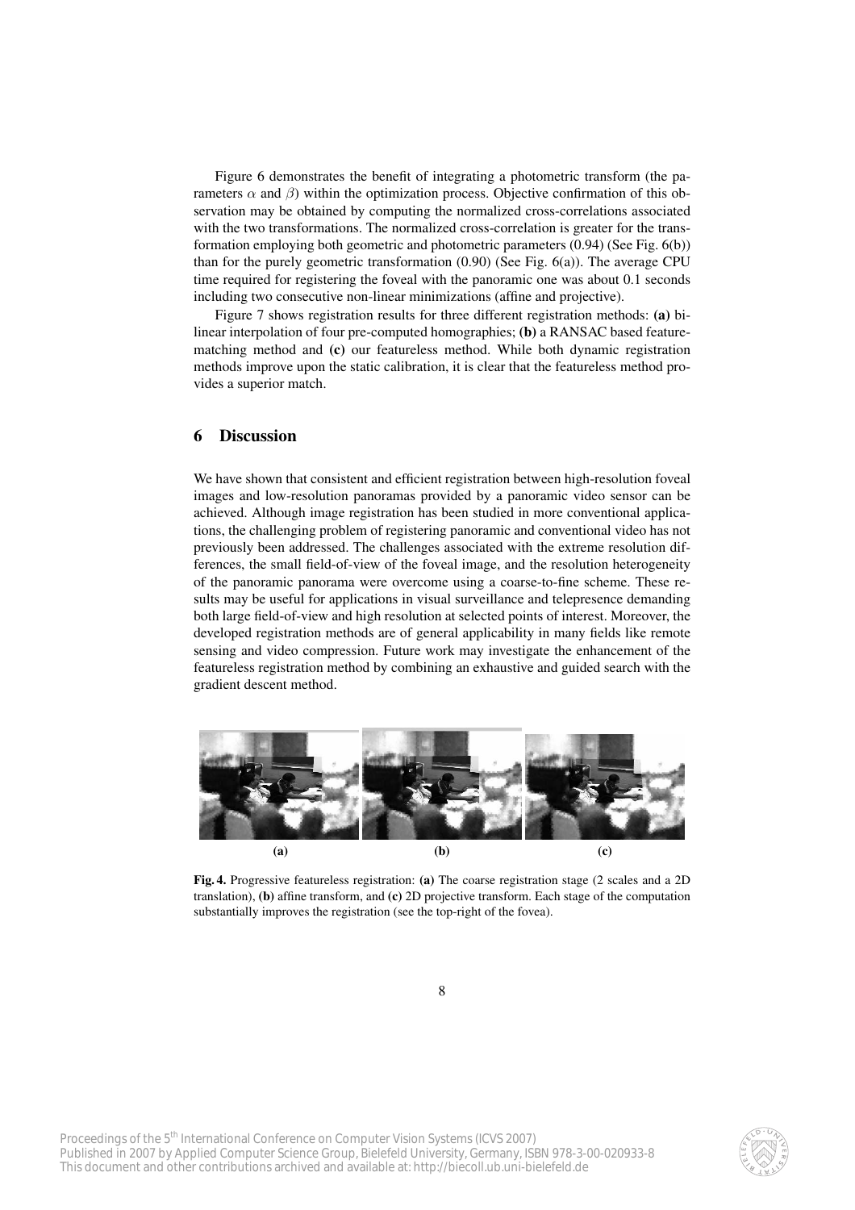Figure 6 demonstrates the benefit of integrating a photometric transform (the parameters $\alpha$ and $\beta$) within the optimization process. Objective confirmation of this observation may be obtained by computing the normalized cross-correlations associated with the two transformations. The normalized cross-correlation is greater for the transformation employing both geometric and photometric parameters (0.94) (See Fig. 6(b)) than for the purely geometric transformation (0.90) (See Fig. 6(a)). The average CPU time required for registering the foveal with the panoramic one was about 0.1 seconds including two consecutive non-linear minimizations (affine and projective).

Figure 7 shows registration results for three different registration methods: **(a)** bilinear interpolation of four pre-computed homographies; **(b)** a RANSAC based feature-matching method and **(c)** our featureless method. While both dynamic registration methods improve upon the static calibration, it is clear that the featureless method provides a superior match.

## 6 Discussion

We have shown that consistent and efficient registration between high-resolution foveal images and low-resolution panoramas provided by a panoramic video sensor can be achieved. Although image registration has been studied in more conventional applications, the challenging problem of registering panoramic and conventional video has not previously been addressed. The challenges associated with the extreme resolution differences, the small field-of-view of the foveal image, and the resolution heterogeneity of the panoramic panorama were overcome using a coarse-to-fine scheme. These results may be useful for applications in visual surveillance and telepresence demanding both large field-of-view and high resolution at selected points of interest. Moreover, the developed registration methods are of general applicability in many fields like remote sensing and video compression. Future work may investigate the enhancement of the featureless registration method by combining an exhaustive and guided search with the gradient descent method.

(a) (b) (c)

**Fig. 4.** Progressive featureless registration: **(a)** The coarse registration stage (2 scales and a 2D translation), **(b)** affine transform, and **(c)** 2D projective transform. Each stage of the computation substantially improves the registration (see the top-right of the fovea).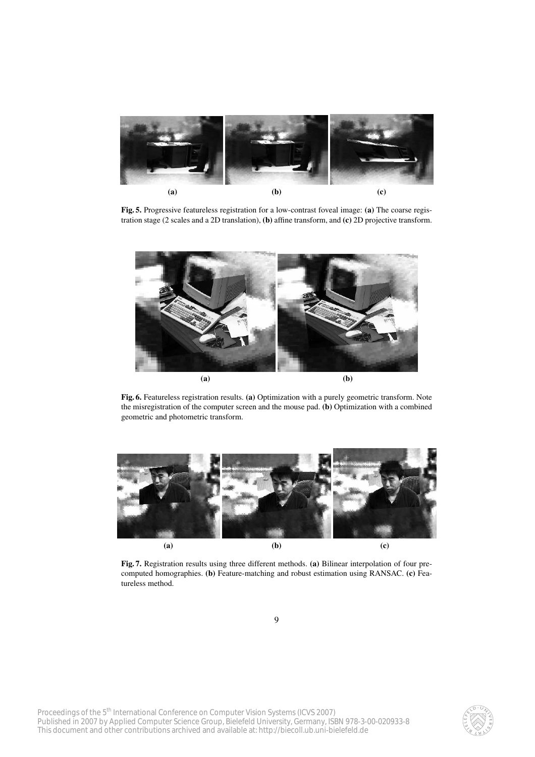(a) (b) (c)

**Fig. 5.** Progressive featureless registration for a low-contrast foveal image: **(a)** The coarse registration stage (2 scales and a 2D translation), **(b)** affine transform, and **(c)** 2D projective transform.

(a) (b)

**Fig. 6.** Featureless registration results. **(a)** Optimization with a purely geometric transform. Note the misregistration of the computer screen and the mouse pad. **(b)** Optimization with a combined geometric and photometric transform.

(a) (b) (c)

**Fig. 7.** Registration results using three different methods. **(a)** Bilinear interpolation of four precomputed homographies. **(b)** Feature-matching and robust estimation using RANSAC. **(c)** Featureless method.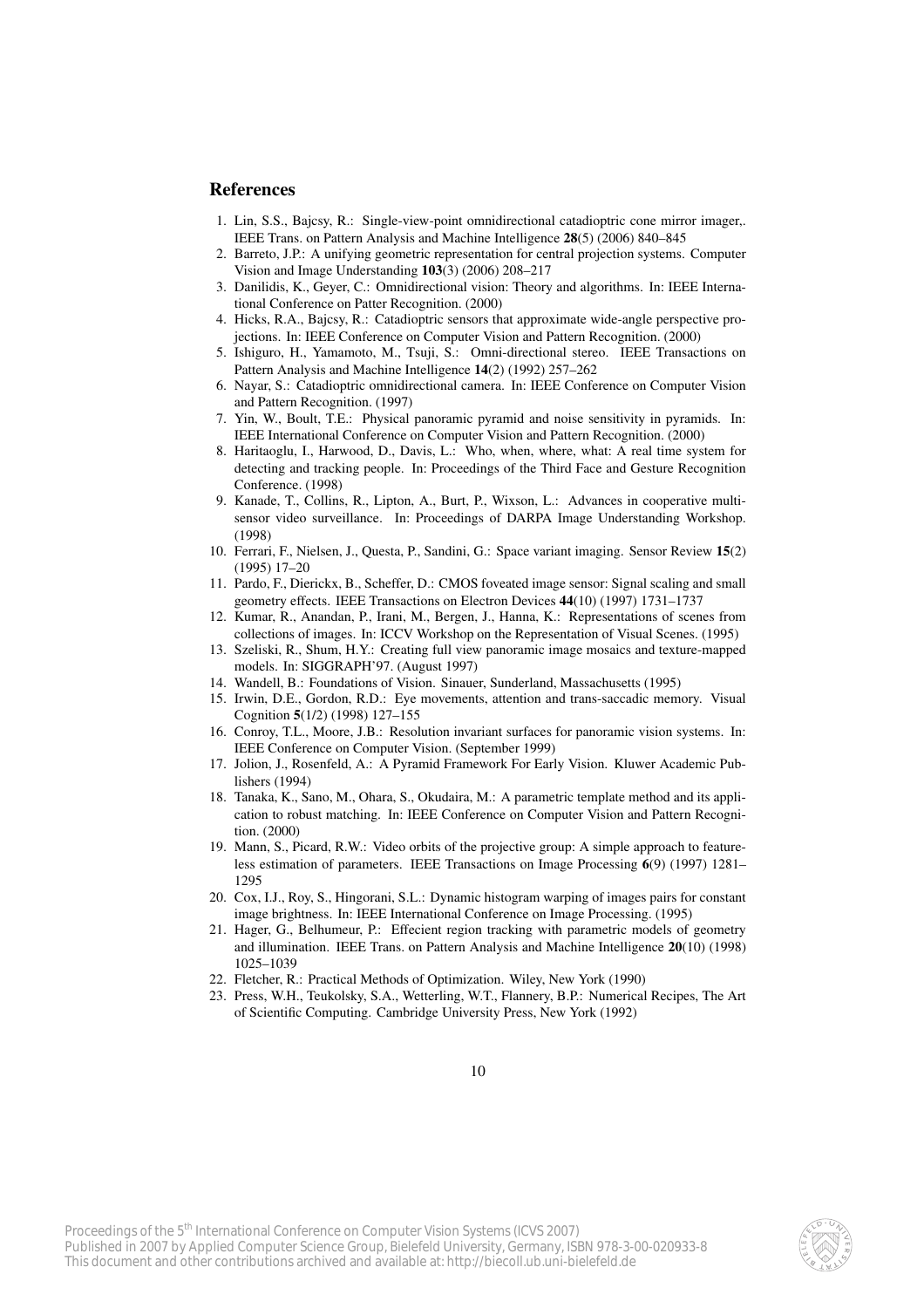## References

1. Lin, S.S., Bajcsy, R.: Single-view-point omnidirectional catadioptric cone mirror imager,. IEEE Trans. on Pattern Analysis and Machine Intelligence **28**(5) (2006) 840–845
2. Barreto, J.P.: A unifying geometric representation for central projection systems. Computer Vision and Image Understanding **103**(3) (2006) 208–217
3. Danilidis, K., Geyer, C.: Omnidirectional vision: Theory and algorithms. In: IEEE International Conference on Patter Recognition. (2000)
4. Hicks, R.A., Bajcsy, R.: Catadioptric sensors that approximate wide-angle perspective projections. In: IEEE Conference on Computer Vision and Pattern Recognition. (2000)
5. Ishiguro, H., Yamamoto, M., Tsuji, S.: Omni-directional stereo. IEEE Transactions on Pattern Analysis and Machine Intelligence **14**(2) (1992) 257–262
6. Nayar, S.: Catadioptric omnidirectional camera. In: IEEE Conference on Computer Vision and Pattern Recognition. (1997)
7. Yin, W., Boult, T.E.: Physical panoramic pyramid and noise sensitivity in pyramids. In: IEEE International Conference on Computer Vision and Pattern Recognition. (2000)
8. Haritaoglu, I., Harwood, D., Davis, L.: Who, when, where, what: A real time system for detecting and tracking people. In: Proceedings of the Third Face and Gesture Recognition Conference. (1998)
9. Kanade, T., Collins, R., Lipton, A., Burt, P., Wixson, L.: Advances in cooperative multi-sensor video surveillance. In: Proceedings of DARPA Image Understanding Workshop. (1998)
10. Ferrari, F., Nielsen, J., Questa, P., Sandini, G.: Space variant imaging. Sensor Review **15**(2) (1995) 17–20
11. Pardo, F., Dierickx, B., Scheffer, D.: CMOS foveated image sensor: Signal scaling and small geometry effects. IEEE Transactions on Electron Devices **44**(10) (1997) 1731–1737
12. Kumar, R., Anandan, P., Irani, M., Bergen, J., Hanna, K.: Representations of scenes from collections of images. In: ICCV Workshop on the Representation of Visual Scenes. (1995)
13. Szeliski, R., Shum, H.Y.: Creating full view panoramic image mosaics and texture-mapped models. In: SIGGRAPH'97. (August 1997)
14. Wandell, B.: Foundations of Vision. Sinauer, Sunderland, Massachusetts (1995)
15. Irwin, D.E., Gordon, R.D.: Eye movements, attention and trans-saccadic memory. Visual Cognition **5**(1/2) (1998) 127–155
16. Conroy, T.L., Moore, J.B.: Resolution invariant surfaces for panoramic vision systems. In: IEEE Conference on Computer Vision. (September 1999)
17. Jolion, J., Rosenfeld, A.: A Pyramid Framework For Early Vision. Kluwer Academic Publishers (1994)
18. Tanaka, K., Sano, M., Ohara, S., Okudaira, M.: A parametric template method and its application to robust matching. In: IEEE Conference on Computer Vision and Pattern Recognition. (2000)
19. Mann, S., Picard, R.W.: Video orbits of the projective group: A simple approach to featureless estimation of parameters. IEEE Transactions on Image Processing **6**(9) (1997) 1281–1295
20. Cox, I.J., Roy, S., Hingorani, S.L.: Dynamic histogram warping of images pairs for constant image brightness. In: IEEE International Conference on Image Processing. (1995)
21. Hager, G., Belhumeur, P.: Effecient region tracking with parametric models of geometry and illumination. IEEE Trans. on Pattern Analysis and Machine Intelligence **20**(10) (1998) 1025–1039
22. Fletcher, R.: Practical Methods of Optimization. Wiley, New York (1990)
23. Press, W.H., Teukolsky, S.A., Wetterling, W.T., Flannery, B.P.: Numerical Recipes, The Art of Scientific Computing. Cambridge University Press, New York (1992)